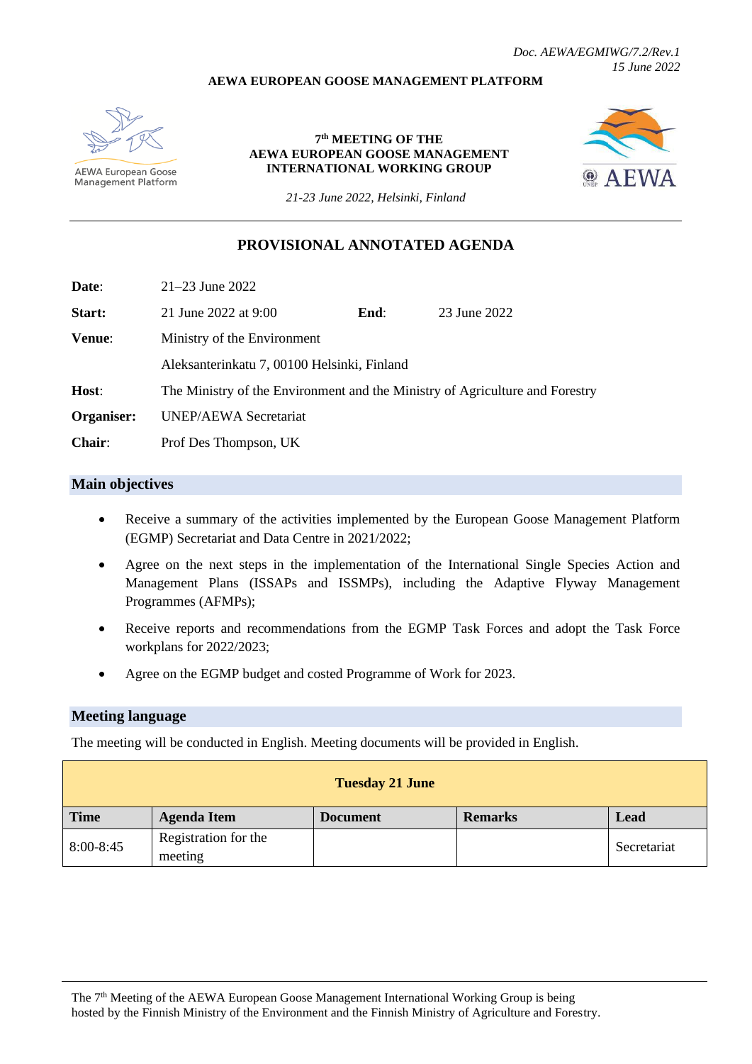*Doc. AEWA/EGMIWG/7.2/Rev.1*
*15 June 2022*

**AEWA EUROPEAN GOOSE MANAGEMENT PLATFORM**

AEWA European Goose Management Platform

**7th MEETING OF THE AEWA EUROPEAN GOOSE MANAGEMENT INTERNATIONAL WORKING GROUP**

*21-23 June 2022, Helsinki, Finland*

AEWA

## PROVISIONAL ANNOTATED AGENDA

| | | | |
|---|---|---|---|
| **Date**: | 21–23 June 2022 | | |
| **Start:** | 21 June 2022 at 9:00 | **End**: | 23 June 2022 |
| **Venue**: | Ministry of the Environment | | |
| | Aleksanterinkatu 7, 00100 Helsinki, Finland | | |
| **Host**: | The Ministry of the Environment and the Ministry of Agriculture and Forestry | | |
| **Organiser:** | UNEP/AEWA Secretariat | | |
| **Chair**: | Prof Des Thompson, UK | | |

## Main objectives

- Receive a summary of the activities implemented by the European Goose Management Platform (EGMP) Secretariat and Data Centre in 2021/2022;
- Agree on the next steps in the implementation of the International Single Species Action and Management Plans (ISSAPs and ISSMPs), including the Adaptive Flyway Management Programmes (AFMPs);
- Receive reports and recommendations from the EGMP Task Forces and adopt the Task Force workplans for 2022/2023;
- Agree on the EGMP budget and costed Programme of Work for 2023.

## Meeting language

The meeting will be conducted in English. Meeting documents will be provided in English.

| **Tuesday 21 June** | | | | |
|---|---|---|---|---|
| **Time** | **Agenda Item** | **Document** | **Remarks** | **Lead** |
| 8:00-8:45 | Registration for the meeting | | | Secretariat |

The 7th Meeting of the AEWA European Goose Management International Working Group is being hosted by the Finnish Ministry of the Environment and the Finnish Ministry of Agriculture and Forestry.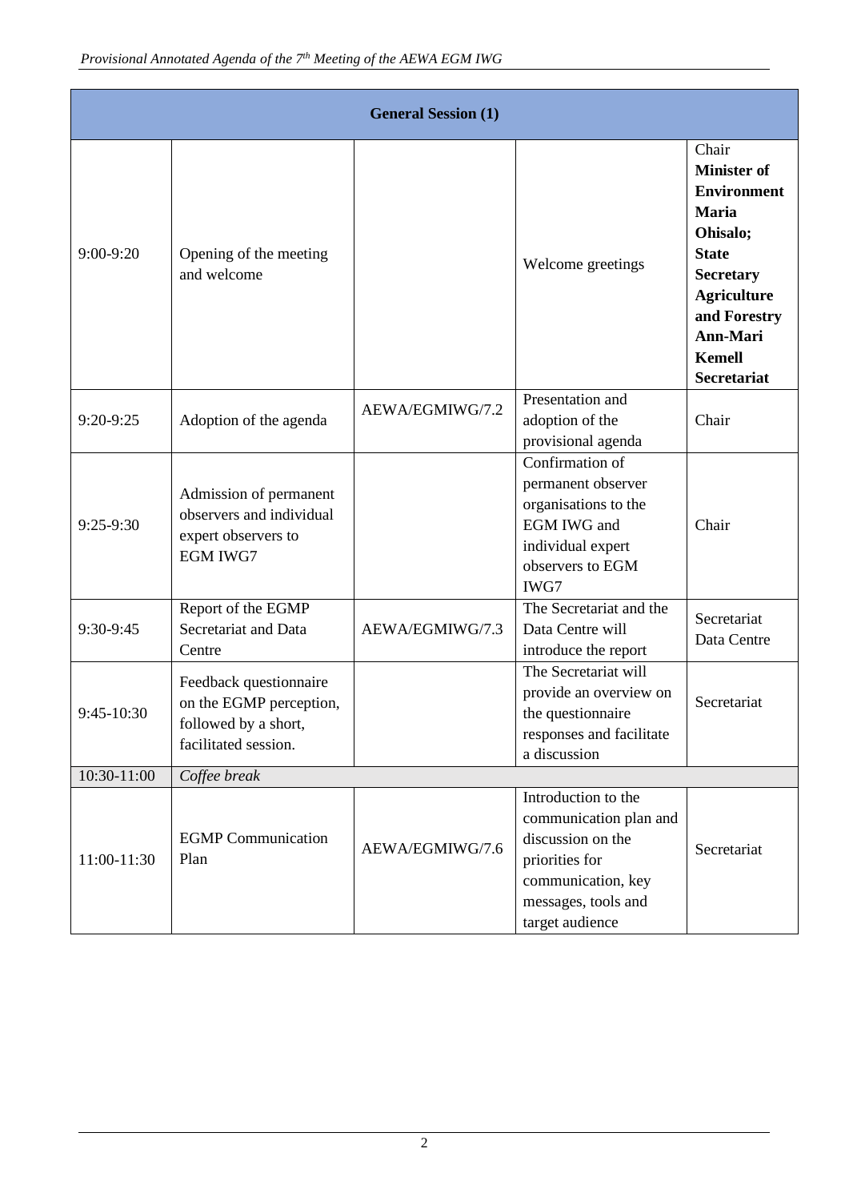| General Session (1) | | | | |
|---|---|---|---|---|
| 9:00-9:20 | Opening of the meeting and welcome | | Welcome greetings | Chair **Minister of Environment Maria Ohisalo; State Secretary Agriculture and Forestry Ann-Mari Kemell Secretariat** |
| 9:20-9:25 | Adoption of the agenda | AEWA/EGMIWG/7.2 | Presentation and adoption of the provisional agenda | Chair |
| 9:25-9:30 | Admission of permanent observers and individual expert observers to EGM IWG7 | | Confirmation of permanent observer organisations to the EGM IWG and individual expert observers to EGM IWG7 | Chair |
| 9:30-9:45 | Report of the EGMP Secretariat and Data Centre | AEWA/EGMIWG/7.3 | The Secretariat and the Data Centre will introduce the report | Secretariat Data Centre |
| 9:45-10:30 | Feedback questionnaire on the EGMP perception, followed by a short, facilitated session. | | The Secretariat will provide an overview on the questionnaire responses and facilitate a discussion | Secretariat |
| 10:30-11:00 | *Coffee break* | | | |
| 11:00-11:30 | EGMP Communication Plan | AEWA/EGMIWG/7.6 | Introduction to the communication plan and discussion on the priorities for communication, key messages, tools and target audience | Secretariat |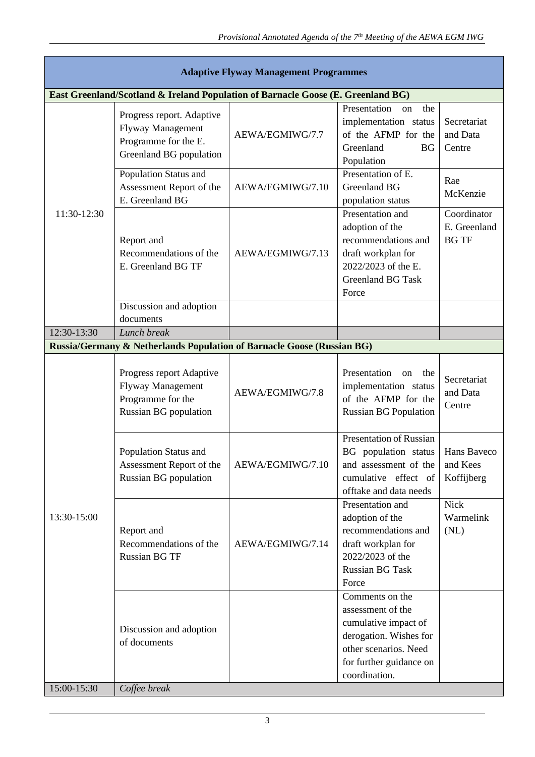| Adaptive Flyway Management Programmes | | | | |
|---|---|---|---|---|
| **East Greenland/Scotland & Ireland Population of Barnacle Goose (E. Greenland BG)** | | | | |
| 11:30-12:30 | Progress report. Adaptive Flyway Management Programme for the E. Greenland BG population | AEWA/EGMIWG/7.7 | Presentation on the implementation status of the AFMP for the Greenland BG Population | Secretariat and Data Centre |
| | Population Status and Assessment Report of the E. Greenland BG | AEWA/EGMIWG/7.10 | Presentation of E. Greenland BG population status | Rae McKenzie |
| | Report and Recommendations of the E. Greenland BG TF | AEWA/EGMIWG/7.13 | Presentation and adoption of the recommendations and draft workplan for 2022/2023 of the E. Greenland BG Task Force | Coordinator E. Greenland BG TF |
| | Discussion and adoption documents | | | |
| 12:30-13:30 | *Lunch break* | | | |
| **Russia/Germany & Netherlands Population of Barnacle Goose (Russian BG)** | | | | |
| 13:30-15:00 | Progress report Adaptive Flyway Management Programme for the Russian BG population | AEWA/EGMIWG/7.8 | Presentation on the implementation status of the AFMP for the Russian BG Population | Secretariat and Data Centre |
| | Population Status and Assessment Report of the Russian BG population | AEWA/EGMIWG/7.10 | Presentation of Russian BG population status and assessment of the cumulative effect of offtake and data needs | Hans Baveco and Kees Koffijberg |
| | Report and Recommendations of the Russian BG TF | AEWA/EGMIWG/7.14 | Presentation and adoption of the recommendations and draft workplan for 2022/2023 of the Russian BG Task Force | Nick Warmelink (NL) |
| | Discussion and adoption of documents | | Comments on the assessment of the cumulative impact of derogation. Wishes for other scenarios. Need for further guidance on coordination. | |
| 15:00-15:30 | *Coffee break* | | | |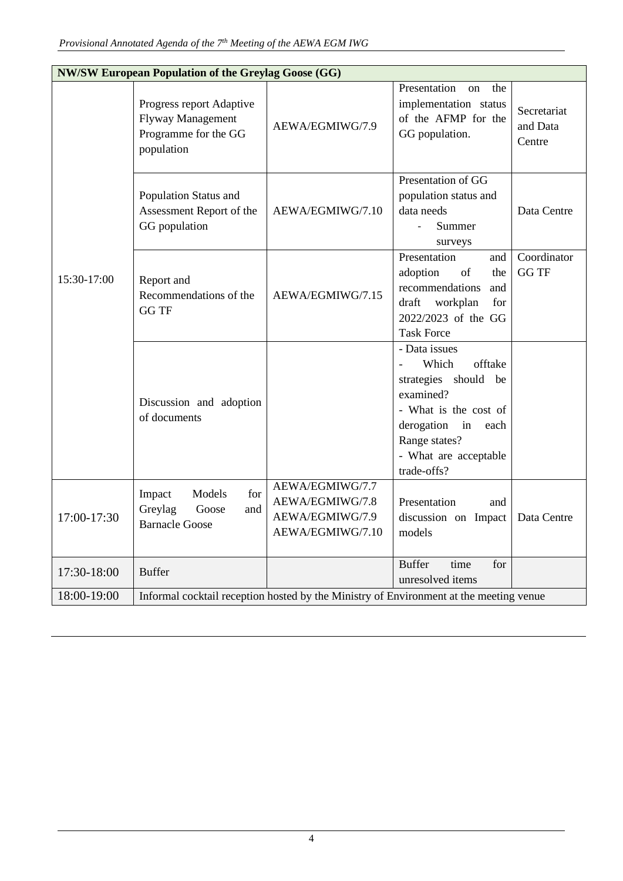| NW/SW European Population of the Greylag Goose (GG) | | | | |
|---|---|---|---|---|
| 15:30-17:00 | Progress report Adaptive Flyway Management Programme for the GG population | AEWA/EGMIWG/7.9 | Presentation on the implementation status of the AFMP for the GG population. | Secretariat and Data Centre |
| | Population Status and Assessment Report of the GG population | AEWA/EGMIWG/7.10 | Presentation of GG population status and data needs<br>- Summer surveys | Data Centre |
| | Report and Recommendations of the GG TF | AEWA/EGMIWG/7.15 | Presentation and adoption of the recommendations and draft workplan for 2022/2023 of the GG Task Force | Coordinator GG TF |
| | Discussion and adoption of documents | | - Data issues<br>- Which offtake strategies should be examined?<br>- What is the cost of derogation in each Range states?<br>- What are acceptable trade-offs? | |
| 17:00-17:30 | Impact Models for Greylag Goose and Barnacle Goose | AEWA/EGMIWG/7.7<br>AEWA/EGMIWG/7.8<br>AEWA/EGMIWG/7.9<br>AEWA/EGMIWG/7.10 | Presentation and discussion on Impact models | Data Centre |
| 17:30-18:00 | Buffer | | Buffer time for unresolved items | |
| 18:00-19:00 | Informal cocktail reception hosted by the Ministry of Environment at the meeting venue | | | |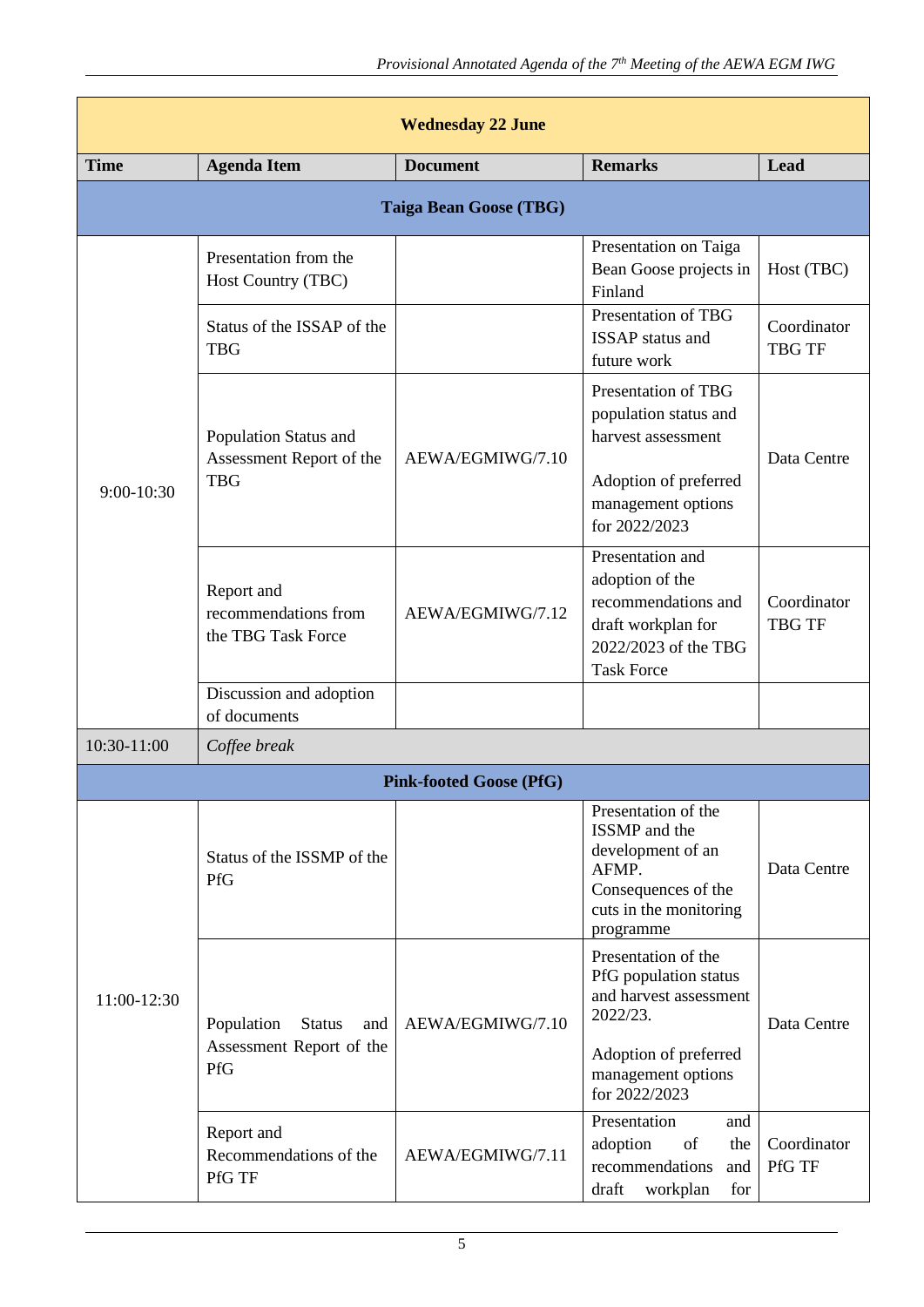| **Wednesday 22 June** | | | | |
|---|---|---|---|---|
| **Time** | **Agenda Item** | **Document** | **Remarks** | **Lead** |
| **Taiga Bean Goose (TBG)** | | | | |
| 9:00-10:30 | Presentation from the Host Country (TBC) | | Presentation on Taiga Bean Goose projects in Finland | Host (TBC) |
| | Status of the ISSAP of the TBG | | Presentation of TBG ISSAP status and future work | Coordinator TBG TF |
| | Population Status and Assessment Report of the TBG | AEWA/EGMIWG/7.10 | Presentation of TBG population status and harvest assessment<br><br>Adoption of preferred management options for 2022/2023 | Data Centre |
| | Report and recommendations from the TBG Task Force | AEWA/EGMIWG/7.12 | Presentation and adoption of the recommendations and draft workplan for 2022/2023 of the TBG Task Force | Coordinator TBG TF |
| | Discussion and adoption of documents | | | |
| 10:30-11:00 | *Coffee break* | | | |
| **Pink-footed Goose (PfG)** | | | | |
| 11:00-12:30 | Status of the ISSMP of the PfG | | Presentation of the ISSMP and the development of an AFMP. Consequences of the cuts in the monitoring programme | Data Centre |
| | Population Status and Assessment Report of the PfG | AEWA/EGMIWG/7.10 | Presentation of the PfG population status and harvest assessment 2022/23.<br><br>Adoption of preferred management options for 2022/2023 | Data Centre |
| | Report and Recommendations of the PfG TF | AEWA/EGMIWG/7.11 | Presentation and adoption of the recommendations and draft workplan for | Coordinator PfG TF |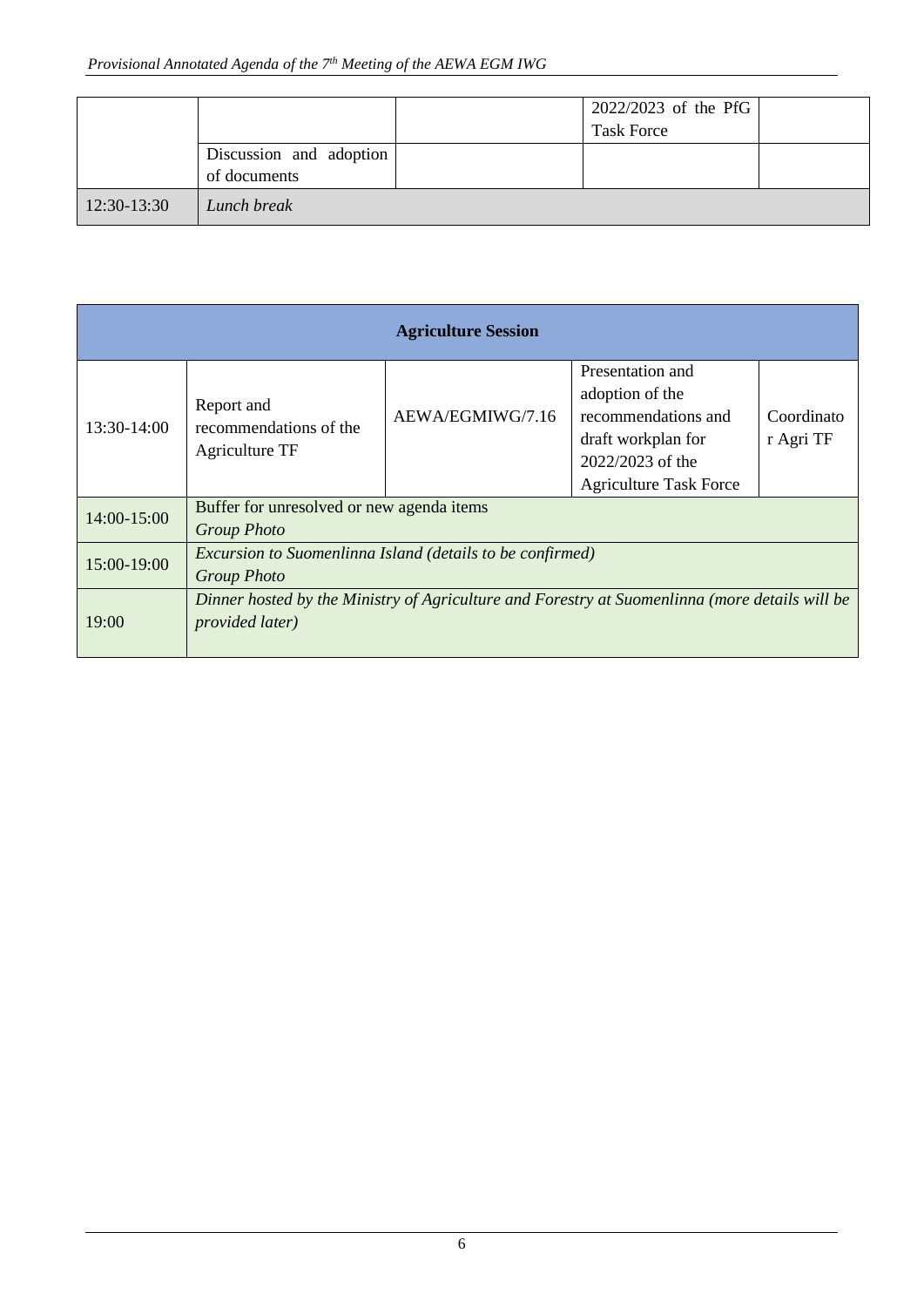| | | | | |
|---|---|---|---|---|
| | | | 2022/2023 of the PfG Task Force | |
| | Discussion and adoption of documents | | | |
| 12:30-13:30 | *Lunch break* | | | |

| **Agriculture Session** | | | | |
|---|---|---|---|---|
| 13:30-14:00 | Report and recommendations of the Agriculture TF | AEWA/EGMIWG/7.16 | Presentation and adoption of the recommendations and draft workplan for 2022/2023 of the Agriculture Task Force | Coordinator Agri TF |
| 14:00-15:00 | Buffer for unresolved or new agenda items<br>*Group Photo* | | | |
| 15:00-19:00 | *Excursion to Suomenlinna Island (details to be confirmed)*<br>*Group Photo* | | | |
| 19:00 | *Dinner hosted by the Ministry of Agriculture and Forestry at Suomenlinna (more details will be provided later)* | | | |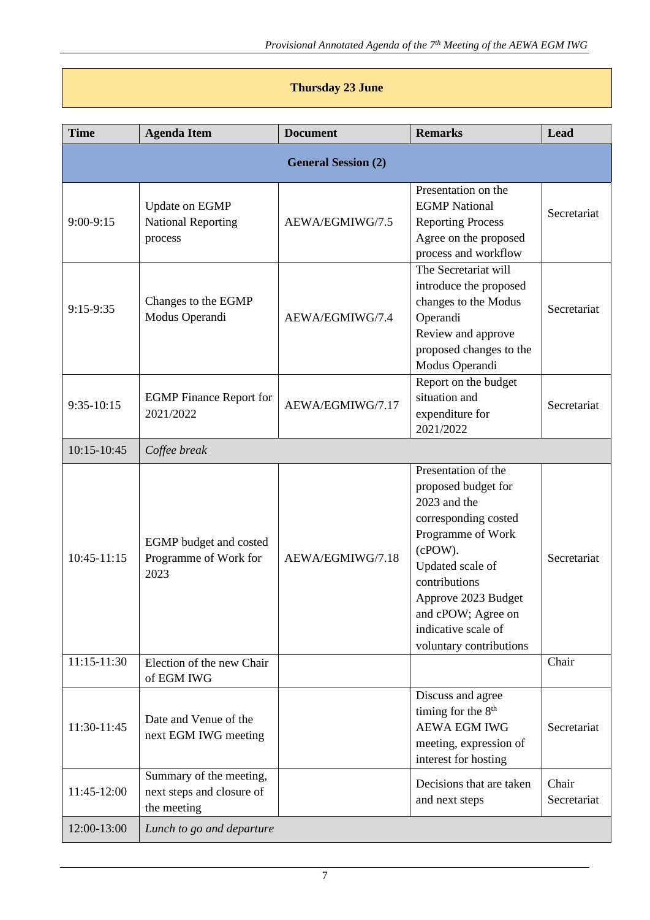## Thursday 23 June

| Time | Agenda Item | Document | Remarks | Lead |
|---|---|---|---|---|
| **General Session (2)** | | | | |
| 9:00-9:15 | Update on EGMP National Reporting process | AEWA/EGMIWG/7.5 | Presentation on the EGMP National Reporting Process<br>Agree on the proposed process and workflow | Secretariat |
| 9:15-9:35 | Changes to the EGMP Modus Operandi | AEWA/EGMIWG/7.4 | The Secretariat will introduce the proposed changes to the Modus Operandi<br>Review and approve proposed changes to the Modus Operandi | Secretariat |
| 9:35-10:15 | EGMP Finance Report for 2021/2022 | AEWA/EGMIWG/7.17 | Report on the budget situation and expenditure for 2021/2022 | Secretariat |
| 10:15-10:45 | *Coffee break* | | | |
| 10:45-11:15 | EGMP budget and costed Programme of Work for 2023 | AEWA/EGMIWG/7.18 | Presentation of the proposed budget for 2023 and the corresponding costed Programme of Work (cPOW).<br>Updated scale of contributions<br>Approve 2023 Budget and cPOW; Agree on indicative scale of voluntary contributions | Secretariat |
| 11:15-11:30 | Election of the new Chair of EGM IWG | | | Chair |
| 11:30-11:45 | Date and Venue of the next EGM IWG meeting | | Discuss and agree timing for the 8th AEWA EGM IWG meeting, expression of interest for hosting | Secretariat |
| 11:45-12:00 | Summary of the meeting, next steps and closure of the meeting | | Decisions that are taken and next steps | Chair<br>Secretariat |
| 12:00-13:00 | *Lunch to go and departure* | | | |